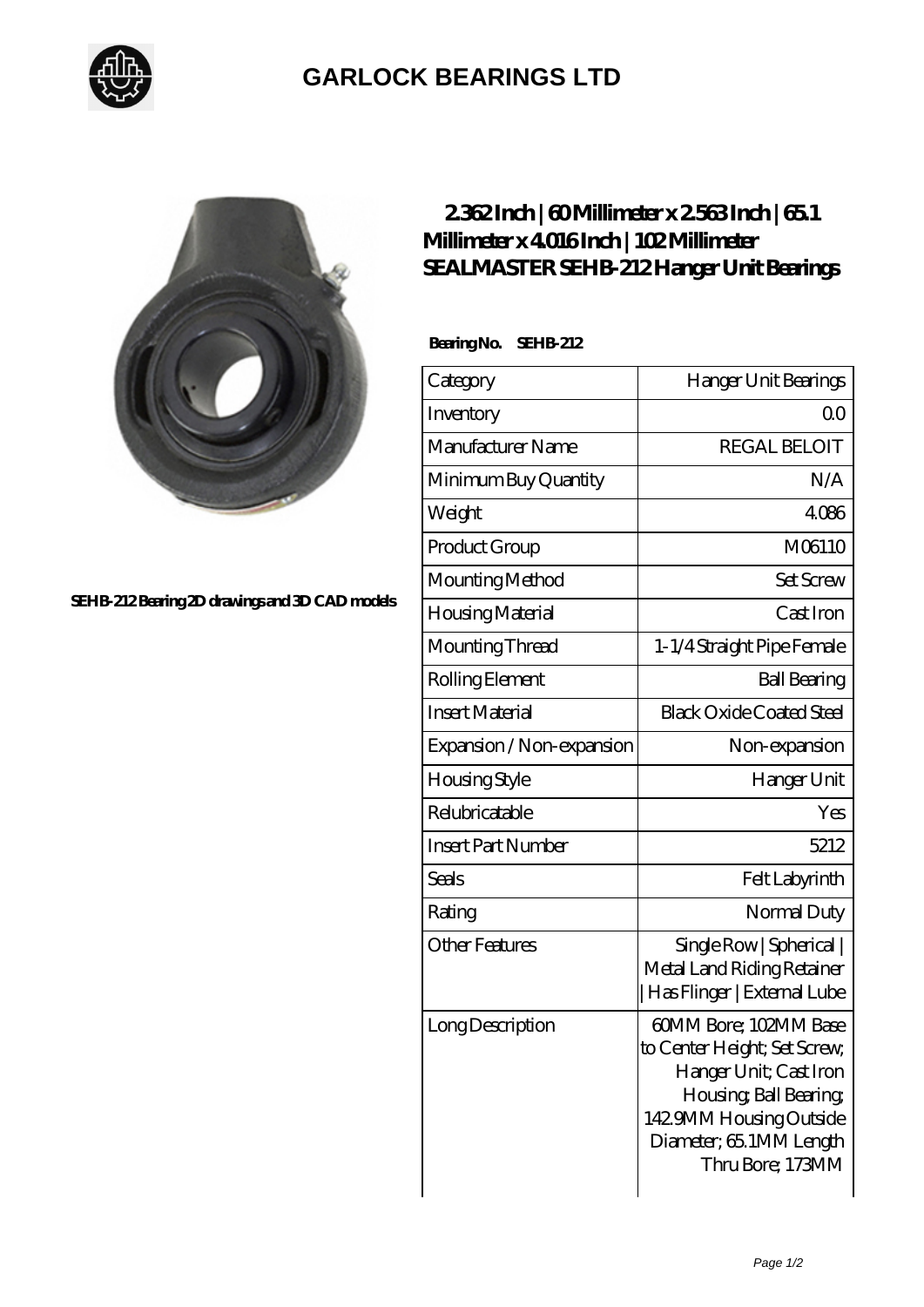# GARLOCK BEARINGS LTD

SEHB-212 Bearing 2D drawings and 3D CAD models

## 2.362 Inch | 60 Millimeter x 2.563 Inch | 65.1 Millimeter x 4.016 Inch | 102 Millimeter SEALMASTER SEHB-212 Hanger Unit Bearings

**Bearing No. SEHB-212**

| Category | Hanger Unit Bearings |
| --- | --- |
| Inventory | 0.0 |
| Manufacturer Name | REGAL BELOIT |
| Minimum Buy Quantity | N/A |
| Weight | 4.086 |
| Product Group | M06110 |
| Mounting Method | Set Screw |
| Housing Material | Cast Iron |
| Mounting Thread | 1-1/4 Straight Pipe Female |
| Rolling Element | Ball Bearing |
| Insert Material | Black Oxide Coated Steel |
| Expansion / Non-expansion | Non-expansion |
| Housing Style | Hanger Unit |
| Relubricatable | Yes |
| Insert Part Number | 5212 |
| Seals | Felt Labyrinth |
| Rating | Normal Duty |
| Other Features | Single Row \| Spherical \| Metal Land Riding Retainer \| Has Flinger \| External Lube |
| Long Description | 60MM Bore; 102MM Base to Center Height; Set Screw; Hanger Unit; Cast Iron Housing; Ball Bearing; 142.9MM Housing Outside Diameter; 65.1MM Length Thru Bore; 173MM |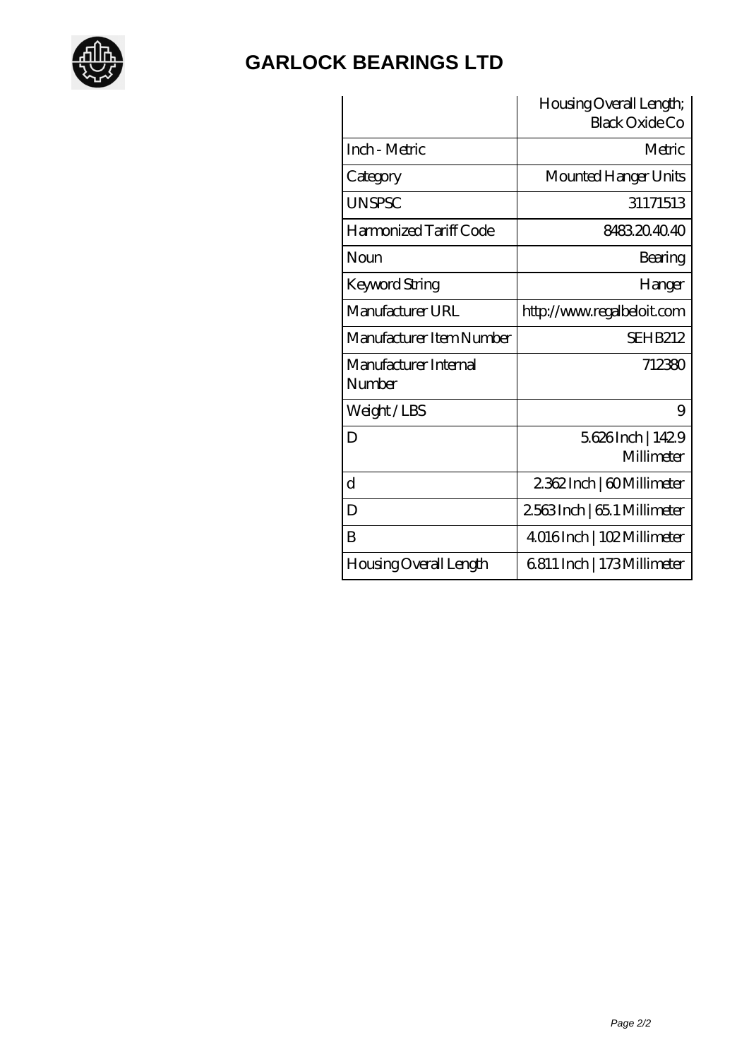## GARLOCK BEARINGS LTD

| | |
|---|---|
| | Housing Overall Length; Black Oxide Co |
| Inch - Metric | Metric |
| Category | Mounted Hanger Units |
| UNSPSC | 31171513 |
| Harmonized Tariff Code | 8483.20.40.40 |
| Noun | Bearing |
| Keyword String | Hanger |
| Manufacturer URL | http://www.regalbeloit.com |
| Manufacturer Item Number | SEHB212 |
| Manufacturer Internal Number | 712380 |
| Weight / LBS | 9 |
| D | 5.626 Inch \| 142.9 Millimeter |
| d | 2.362 Inch \| 60 Millimeter |
| D | 2.563 Inch \| 65.1 Millimeter |
| B | 4.016 Inch \| 102 Millimeter |
| Housing Overall Length | 6.811 Inch \| 173 Millimeter |